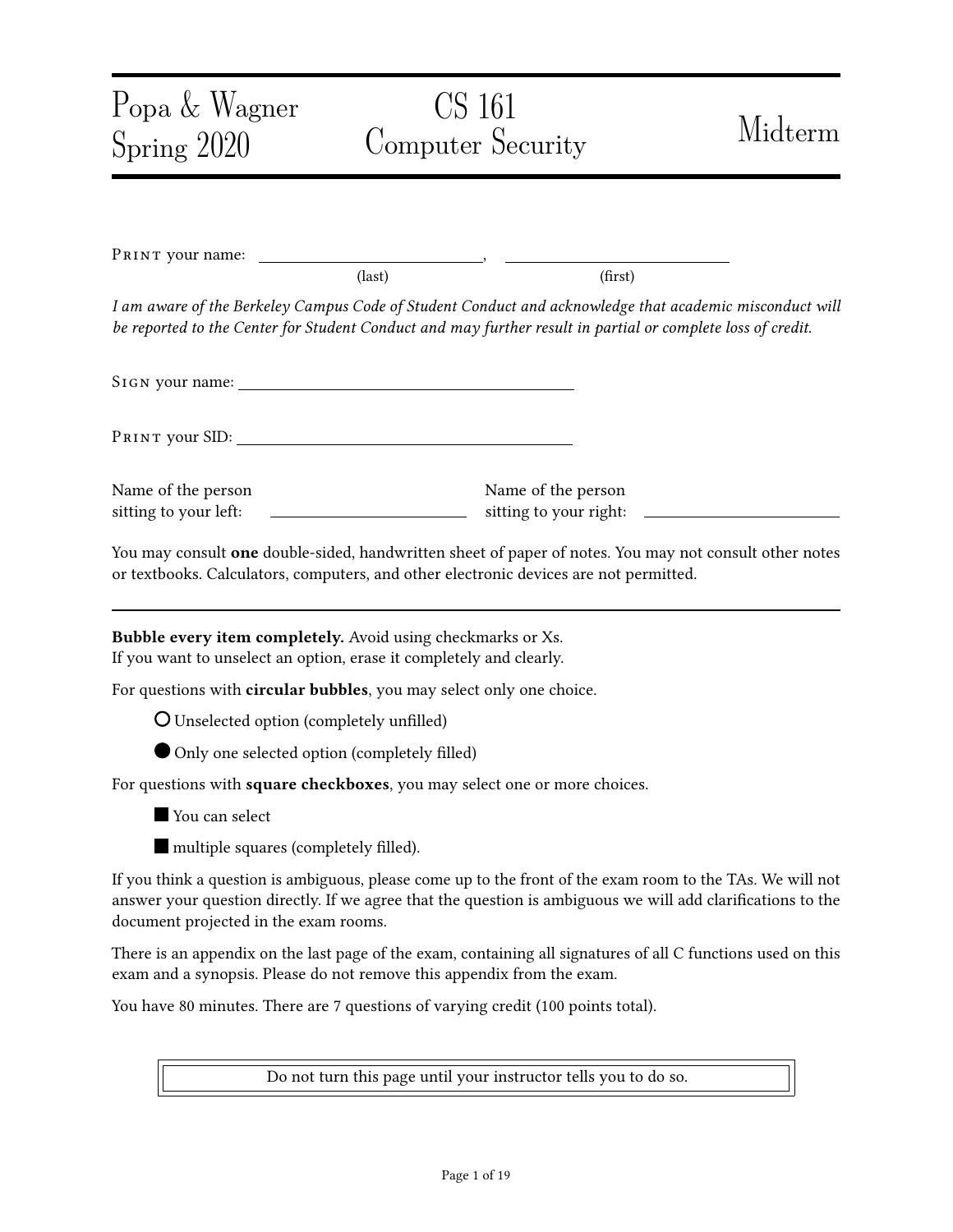Popa & Wagner
Spring 2020

# CS 161 Computer Security

# Midterm

PRINT your name: ______________________, ______________________
(last) (first)

*I am aware of the Berkeley Campus Code of Student Conduct and acknowledge that academic misconduct will be reported to the Center for Student Conduct and may further result in partial or complete loss of credit.*

SIGN your name: ______________________

PRINT your SID: ______________________

Name of the person sitting to your left: ______________________

Name of the person sitting to your right: ______________________

You may consult **one** double-sided, handwritten sheet of paper of notes. You may not consult other notes or textbooks. Calculators, computers, and other electronic devices are not permitted.

---

**Bubble every item completely.** Avoid using checkmarks or Xs.
If you want to unselect an option, erase it completely and clearly.

For questions with **circular bubbles**, you may select only one choice.

○ Unselected option (completely unfilled)

● Only one selected option (completely filled)

For questions with **square checkboxes**, you may select one or more choices.

■ You can select

■ multiple squares (completely filled).

If you think a question is ambiguous, please come up to the front of the exam room to the TAs. We will not answer your question directly. If we agree that the question is ambiguous we will add clarifications to the document projected in the exam rooms.

There is an appendix on the last page of the exam, containing all signatures of all C functions used on this exam and a synopsis. Please do not remove this appendix from the exam.

You have 80 minutes. There are 7 questions of varying credit (100 points total).

Do not turn this page until your instructor tells you to do so.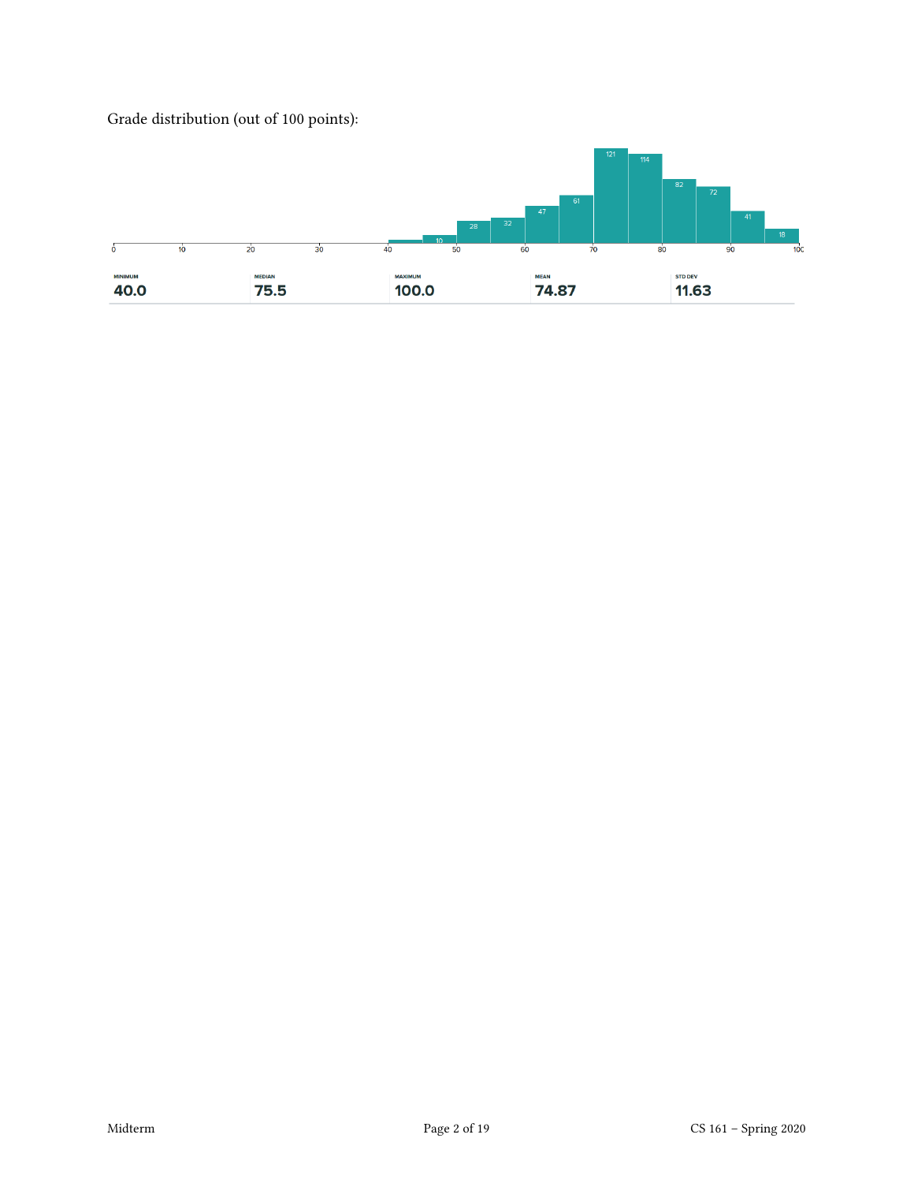Grade distribution (out of 100 points):

| MINIMUM | MEDIAN | MAXIMUM | MEAN | STD DEV |
|---|---|---|---|---|
| 40.0 | 75.5 | 100.0 | 74.87 | 11.63 |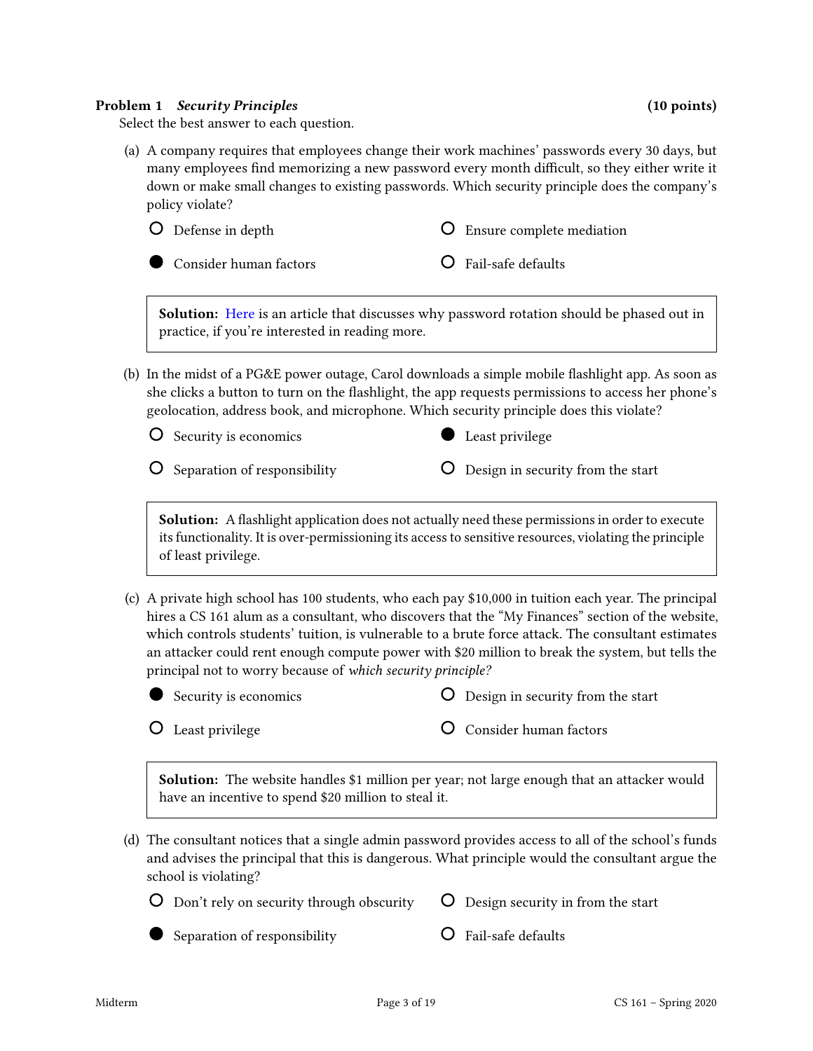## Problem 1 *Security Principles* (10 points)

Select the best answer to each question.

(a) A company requires that employees change their work machines' passwords every 30 days, but many employees find memorizing a new password every month difficult, so they either write it down or make small changes to existing passwords. Which security principle does the company's policy violate?

- ○ Defense in depth
- ○ Ensure complete mediation
- ● Consider human factors
- ○ Fail-safe defaults

> **Solution:** Here is an article that discusses why password rotation should be phased out in practice, if you're interested in reading more.

(b) In the midst of a PG&E power outage, Carol downloads a simple mobile flashlight app. As soon as she clicks a button to turn on the flashlight, the app requests permissions to access her phone's geolocation, address book, and microphone. Which security principle does this violate?

- ○ Security is economics
- ● Least privilege
- ○ Separation of responsibility
- ○ Design in security from the start

> **Solution:** A flashlight application does not actually need these permissions in order to execute its functionality. It is over-permissioning its access to sensitive resources, violating the principle of least privilege.

(c) A private high school has 100 students, who each pay $10,000 in tuition each year. The principal hires a CS 161 alum as a consultant, who discovers that the "My Finances" section of the website, which controls students' tuition, is vulnerable to a brute force attack. The consultant estimates an attacker could rent enough compute power with $20 million to break the system, but tells the principal not to worry because of *which security principle?*

- ● Security is economics
- ○ Design in security from the start
- ○ Least privilege
- ○ Consider human factors

> **Solution:** The website handles $1 million per year; not large enough that an attacker would have an incentive to spend $20 million to steal it.

(d) The consultant notices that a single admin password provides access to all of the school's funds and advises the principal that this is dangerous. What principle would the consultant argue the school is violating?

- ○ Don't rely on security through obscurity
- ○ Design security in from the start
- ● Separation of responsibility
- ○ Fail-safe defaults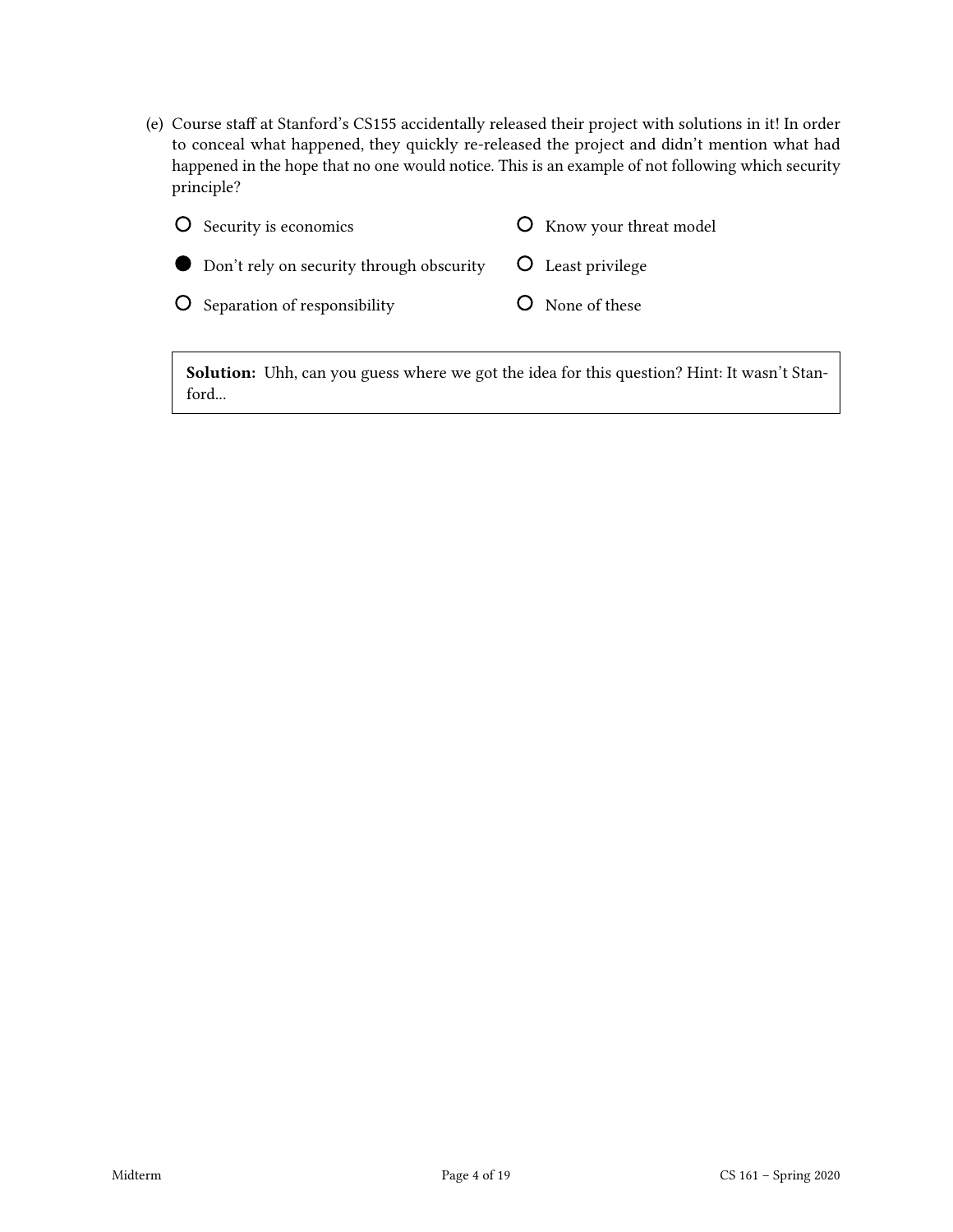(e) Course staff at Stanford's CS155 accidentally released their project with solutions in it! In order to conceal what happened, they quickly re-released the project and didn't mention what had happened in the hope that no one would notice. This is an example of not following which security principle?

- ○ Security is economics
- ● Don't rely on security through obscurity
- ○ Separation of responsibility
- ○ Know your threat model
- ○ Least privilege
- ○ None of these

> **Solution:** Uhh, can you guess where we got the idea for this question? Hint: It wasn't Stanford...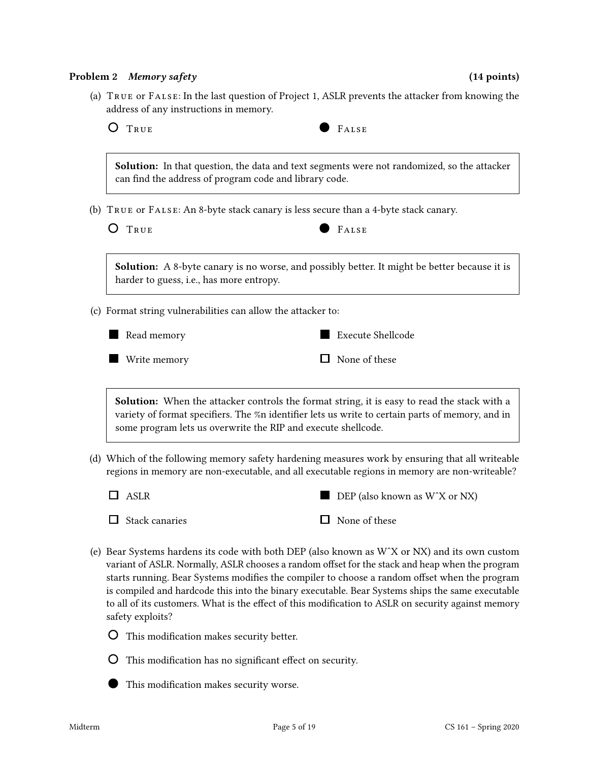**Problem 2** ***Memory safety*** **(14 points)**

(a) TRUE or FALSE: In the last question of Project 1, ASLR prevents the attacker from knowing the address of any instructions in memory.

○ TRUE ● FALSE

> **Solution:** In that question, the data and text segments were not randomized, so the attacker can find the address of program code and library code.

(b) TRUE or FALSE: An 8-byte stack canary is less secure than a 4-byte stack canary.

○ TRUE ● FALSE

> **Solution:** A 8-byte canary is no worse, and possibly better. It might be better because it is harder to guess, i.e., has more entropy.

(c) Format string vulnerabilities can allow the attacker to:

- ■ Read memory
- ■ Execute Shellcode
- ■ Write memory
- ☐ None of these

> **Solution:** When the attacker controls the format string, it is easy to read the stack with a variety of format specifiers. The %n identifier lets us write to certain parts of memory, and in some program lets us overwrite the RIP and execute shellcode.

(d) Which of the following memory safety hardening measures work by ensuring that all writeable regions in memory are non-executable, and all executable regions in memory are non-writeable?

- ☐ ASLR
- ■ DEP (also known as W^X or NX)
- ☐ Stack canaries
- ☐ None of these

(e) Bear Systems hardens its code with both DEP (also known as W^X or NX) and its own custom variant of ASLR. Normally, ASLR chooses a random offset for the stack and heap when the program starts running. Bear Systems modifies the compiler to choose a random offset when the program is compiled and hardcode this into the binary executable. Bear Systems ships the same executable to all of its customers. What is the effect of this modification to ASLR on security against memory safety exploits?

○ This modification makes security better.

○ This modification has no significant effect on security.

● This modification makes security worse.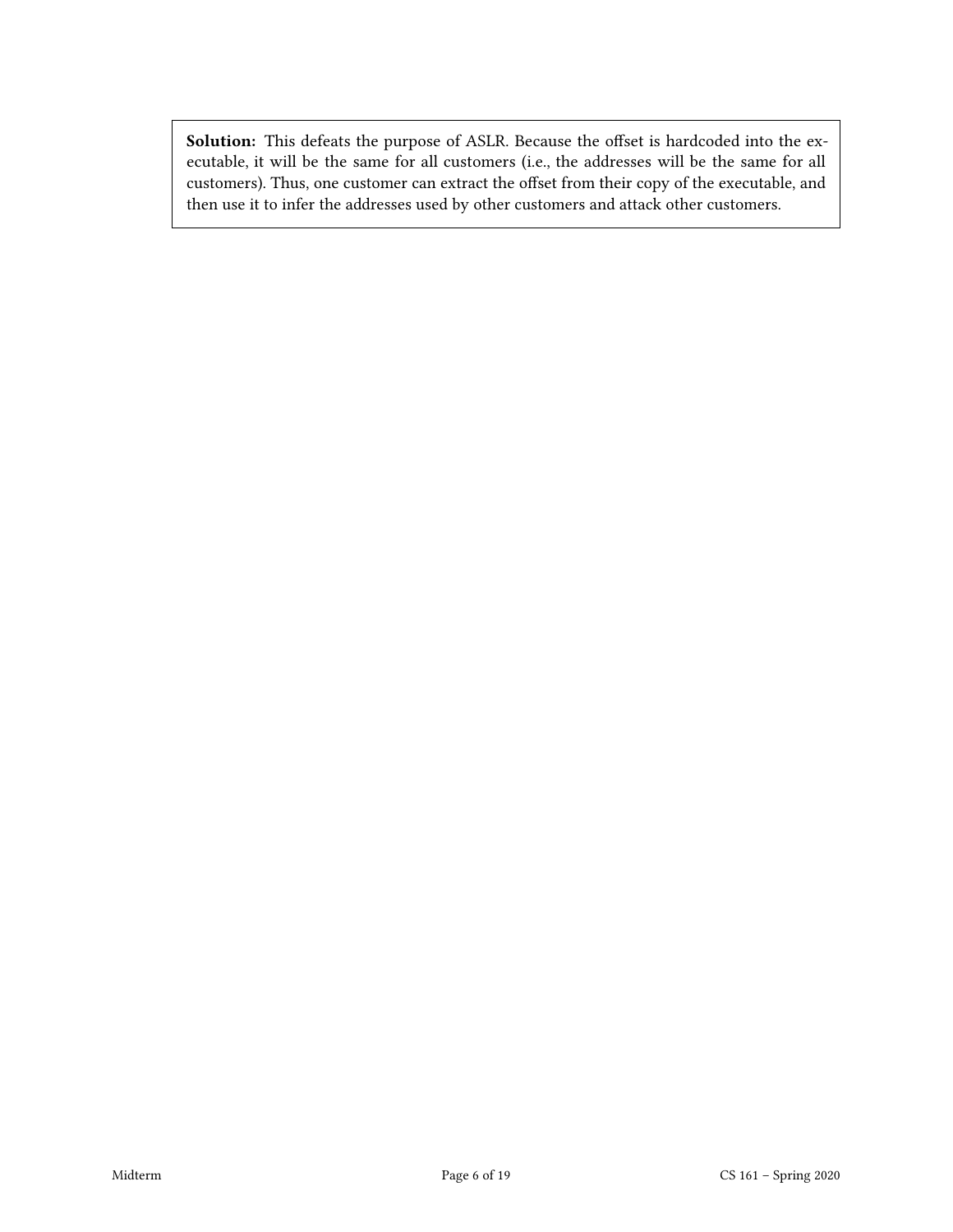**Solution:** This defeats the purpose of ASLR. Because the offset is hardcoded into the executable, it will be the same for all customers (i.e., the addresses will be the same for all customers). Thus, one customer can extract the offset from their copy of the executable, and then use it to infer the addresses used by other customers and attack other customers.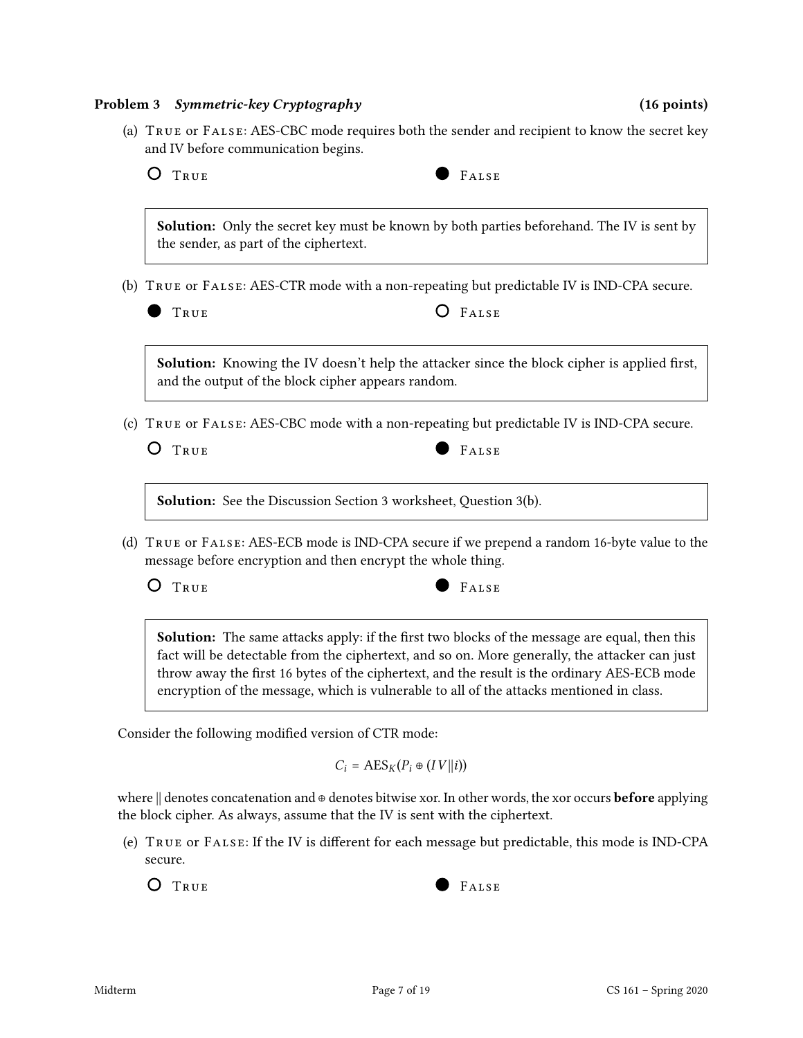**Problem 3** ***Symmetric-key Cryptography*** **(16 points)**

(a) TRUE or FALSE: AES-CBC mode requires both the sender and recipient to know the secret key and IV before communication begins.

○ TRUE ● FALSE

> **Solution:** Only the secret key must be known by both parties beforehand. The IV is sent by the sender, as part of the ciphertext.

(b) TRUE or FALSE: AES-CTR mode with a non-repeating but predictable IV is IND-CPA secure.

● TRUE ○ FALSE

> **Solution:** Knowing the IV doesn't help the attacker since the block cipher is applied first, and the output of the block cipher appears random.

(c) TRUE or FALSE: AES-CBC mode with a non-repeating but predictable IV is IND-CPA secure.

○ TRUE ● FALSE

> **Solution:** See the Discussion Section 3 worksheet, Question 3(b).

(d) TRUE or FALSE: AES-ECB mode is IND-CPA secure if we prepend a random 16-byte value to the message before encryption and then encrypt the whole thing.

○ TRUE ● FALSE

> **Solution:** The same attacks apply: if the first two blocks of the message are equal, then this fact will be detectable from the ciphertext, and so on. More generally, the attacker can just throw away the first 16 bytes of the ciphertext, and the result is the ordinary AES-ECB mode encryption of the message, which is vulnerable to all of the attacks mentioned in class.

Consider the following modified version of CTR mode:

$$C_i = \text{AES}_K(P_i \oplus (IV \| i))$$

where $\|$ denotes concatenation and $\oplus$ denotes bitwise xor. In other words, the xor occurs **before** applying the block cipher. As always, assume that the IV is sent with the ciphertext.

(e) TRUE or FALSE: If the IV is different for each message but predictable, this mode is IND-CPA secure.

○ TRUE ● FALSE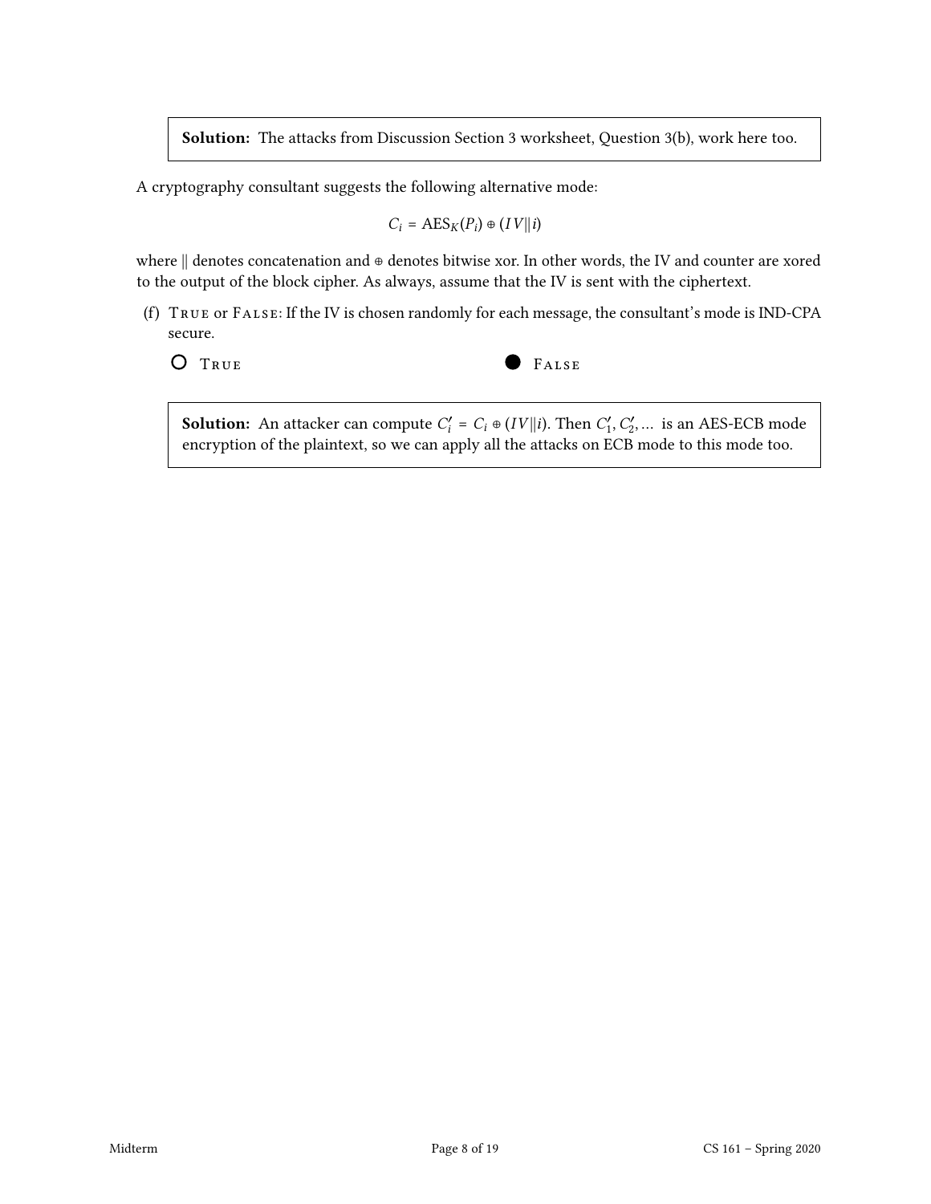> **Solution:** The attacks from Discussion Section 3 worksheet, Question 3(b), work here too.

A cryptography consultant suggests the following alternative mode:

$$C_i = \text{AES}_K(P_i) \oplus (IV \| i)$$

where $\|$ denotes concatenation and $\oplus$ denotes bitwise xor. In other words, the IV and counter are xored to the output of the block cipher. As always, assume that the IV is sent with the ciphertext.

(f) TRUE or FALSE: If the IV is chosen randomly for each message, the consultant's mode is IND-CPA secure.

○ TRUE ● FALSE

> **Solution:** An attacker can compute $C_i' = C_i \oplus (IV \| i)$. Then $C_1', C_2', \ldots$ is an AES-ECB mode encryption of the plaintext, so we can apply all the attacks on ECB mode to this mode too.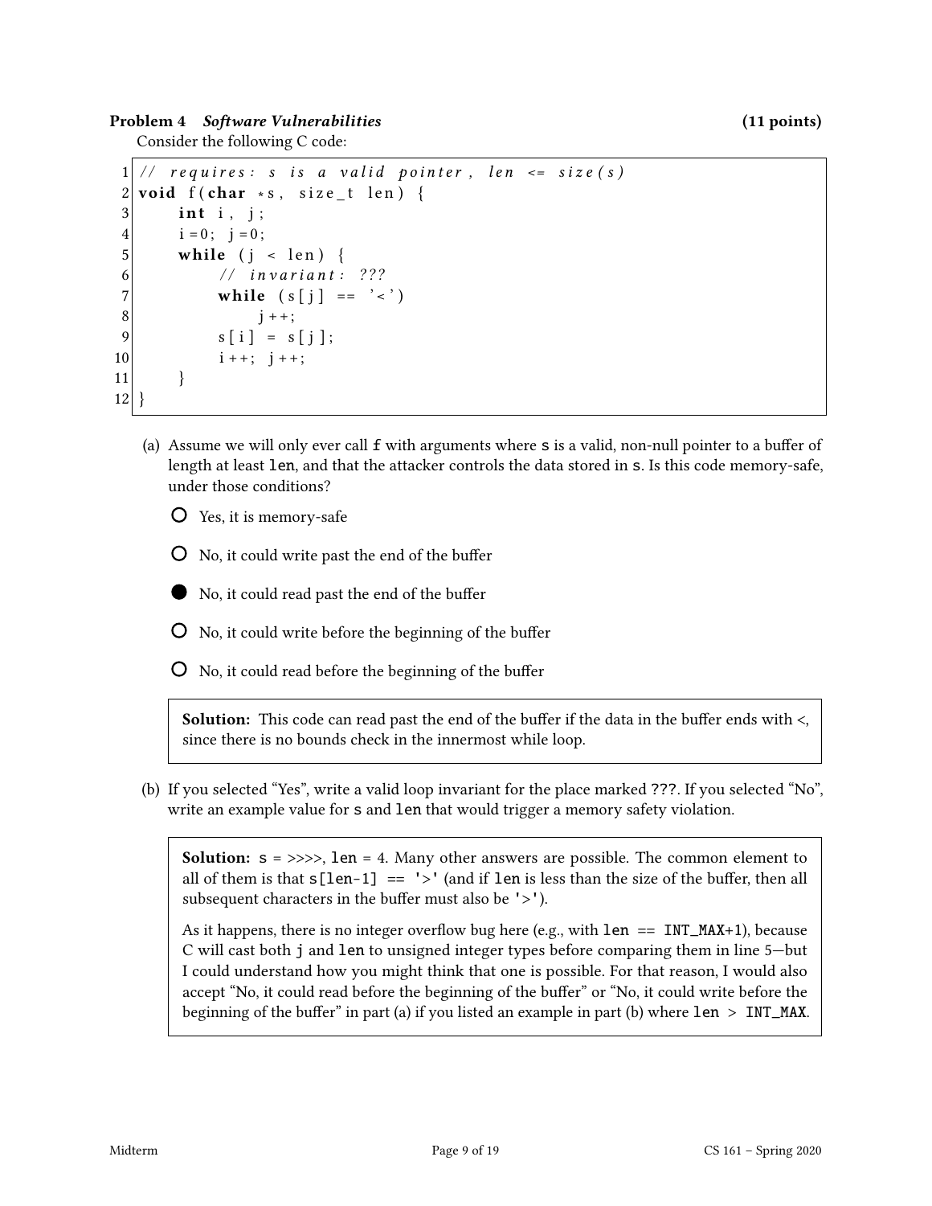**Problem 4** ***Software Vulnerabilities*** **(11 points)**

Consider the following C code:

```
1  // requires: s is a valid pointer, len <= size(s)
2  void f(char *s, size_t len) {
3      int i, j;
4      i=0; j=0;
5      while (j < len) {
6          // invariant: ???
7          while (s[j] == '<')
8              j++;
9          s[i] = s[j];
10         i++; j++;
11     }
12 }
```

(a) Assume we will only ever call `f` with arguments where `s` is a valid, non-null pointer to a buffer of length at least `len`, and that the attacker controls the data stored in `s`. Is this code memory-safe, under those conditions?

- ○ Yes, it is memory-safe
- ○ No, it could write past the end of the buffer
- ● No, it could read past the end of the buffer
- ○ No, it could write before the beginning of the buffer
- ○ No, it could read before the beginning of the buffer

> **Solution:** This code can read past the end of the buffer if the data in the buffer ends with <, since there is no bounds check in the innermost while loop.

(b) If you selected "Yes", write a valid loop invariant for the place marked `???`. If you selected "No", write an example value for `s` and `len` that would trigger a memory safety violation.

> **Solution:** `s` = >>>>, `len` = 4. Many other answers are possible. The common element to all of them is that `s[len-1] == '>'` (and if `len` is less than the size of the buffer, then all subsequent characters in the buffer must also be `'>'`).
>
> As it happens, there is no integer overflow bug here (e.g., with `len == INT_MAX+1`), because C will cast both `j` and `len` to unsigned integer types before comparing them in line 5—but I could understand how you might think that one is possible. For that reason, I would also accept "No, it could read before the beginning of the buffer" or "No, it could write before the beginning of the buffer" in part (a) if you listed an example in part (b) where `len > INT_MAX`.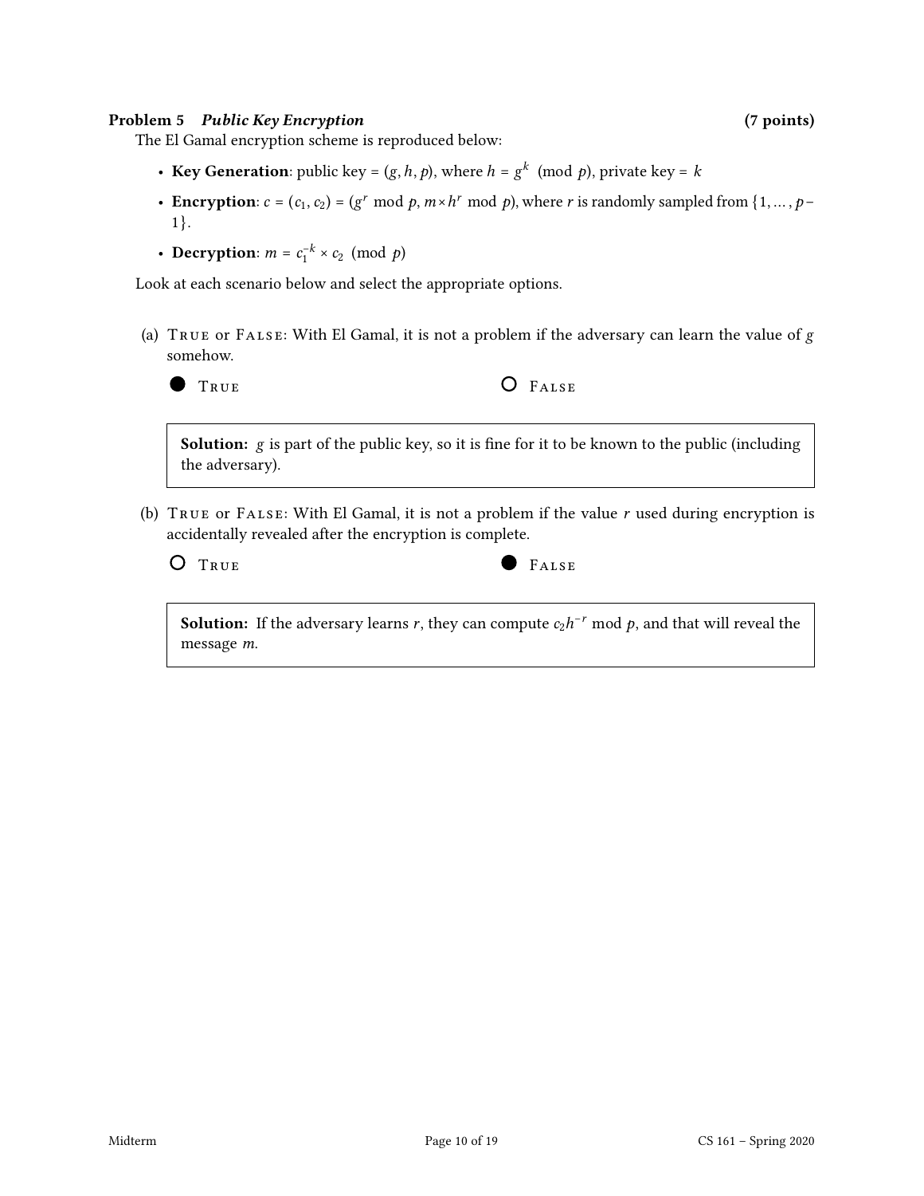## Problem 5 *Public Key Encryption* (7 points)

The El Gamal encryption scheme is reproduced below:

- **Key Generation**: public key = $(g, h, p)$, where $h = g^k \pmod{p}$, private key = $k$
- **Encryption**: $c = (c_1, c_2) = (g^r \bmod p, m \times h^r \bmod p)$, where $r$ is randomly sampled from $\{1, \ldots, p-1\}$.
- **Decryption**: $m = c_1^{-k} \times c_2 \pmod{p}$

Look at each scenario below and select the appropriate options.

(a) TRUE or FALSE: With El Gamal, it is not a problem if the adversary can learn the value of $g$ somehow.

● TRUE  ○ FALSE

> **Solution:** $g$ is part of the public key, so it is fine for it to be known to the public (including the adversary).

(b) TRUE or FALSE: With El Gamal, it is not a problem if the value $r$ used during encryption is accidentally revealed after the encryption is complete.

○ TRUE  ● FALSE

> **Solution:** If the adversary learns $r$, they can compute $c_2 h^{-r} \bmod p$, and that will reveal the message $m$.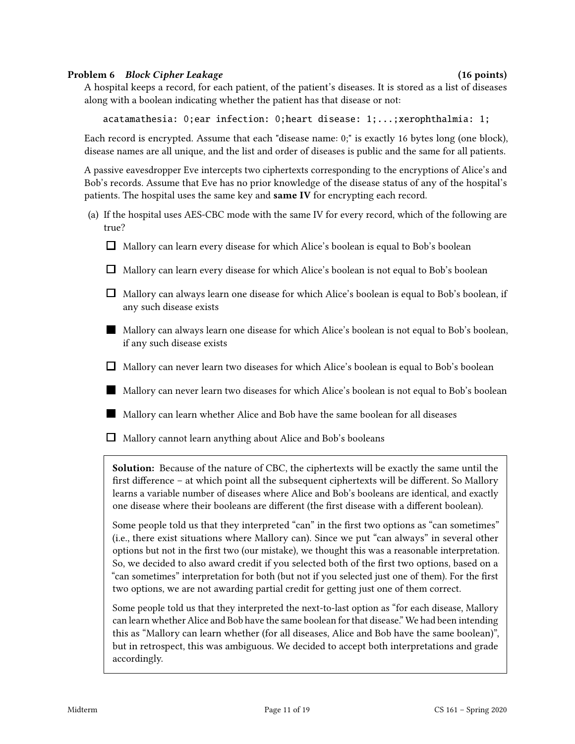**Problem 6** ***Block Cipher Leakage*** **(16 points)**

A hospital keeps a record, for each patient, of the patient's diseases. It is stored as a list of diseases along with a boolean indicating whether the patient has that disease or not:

```
acatamathesia: 0;ear infection: 0;heart disease: 1;...;xerophthalmia: 1;
```

Each record is encrypted. Assume that each "disease name: 0;" is exactly 16 bytes long (one block), disease names are all unique, and the list and order of diseases is public and the same for all patients.

A passive eavesdropper Eve intercepts two ciphertexts corresponding to the encryptions of Alice's and Bob's records. Assume that Eve has no prior knowledge of the disease status of any of the hospital's patients. The hospital uses the same key and **same IV** for encrypting each record.

(a) If the hospital uses AES-CBC mode with the same IV for every record, which of the following are true?

- ☐ Mallory can learn every disease for which Alice's boolean is equal to Bob's boolean
- ☐ Mallory can learn every disease for which Alice's boolean is not equal to Bob's boolean
- ☐ Mallory can always learn one disease for which Alice's boolean is equal to Bob's boolean, if any such disease exists
- ■ Mallory can always learn one disease for which Alice's boolean is not equal to Bob's boolean, if any such disease exists
- ☐ Mallory can never learn two diseases for which Alice's boolean is equal to Bob's boolean
- ■ Mallory can never learn two diseases for which Alice's boolean is not equal to Bob's boolean
- ■ Mallory can learn whether Alice and Bob have the same boolean for all diseases
- ☐ Mallory cannot learn anything about Alice and Bob's booleans

**Solution:** Because of the nature of CBC, the ciphertexts will be exactly the same until the first difference – at which point all the subsequent ciphertexts will be different. So Mallory learns a variable number of diseases where Alice and Bob's booleans are identical, and exactly one disease where their booleans are different (the first disease with a different boolean).

Some people told us that they interpreted "can" in the first two options as "can sometimes" (i.e., there exist situations where Mallory can). Since we put "can always" in several other options but not in the first two (our mistake), we thought this was a reasonable interpretation. So, we decided to also award credit if you selected both of the first two options, based on a "can sometimes" interpretation for both (but not if you selected just one of them). For the first two options, we are not awarding partial credit for getting just one of them correct.

Some people told us that they interpreted the next-to-last option as "for each disease, Mallory can learn whether Alice and Bob have the same boolean for that disease." We had been intending this as "Mallory can learn whether (for all diseases, Alice and Bob have the same boolean)", but in retrospect, this was ambiguous. We decided to accept both interpretations and grade accordingly.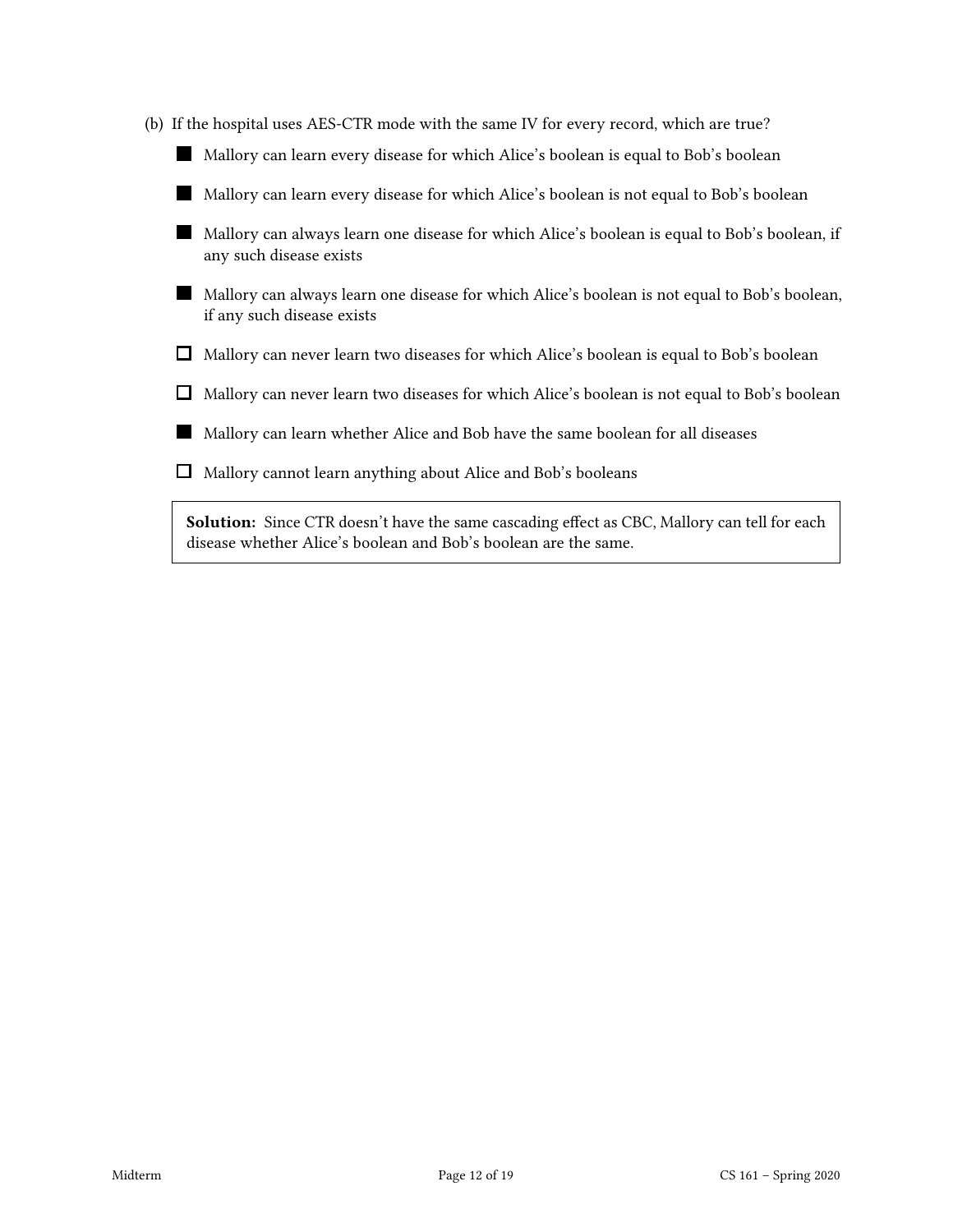(b) If the hospital uses AES-CTR mode with the same IV for every record, which are true?

- [x] Mallory can learn every disease for which Alice's boolean is equal to Bob's boolean
- [x] Mallory can learn every disease for which Alice's boolean is not equal to Bob's boolean
- [x] Mallory can always learn one disease for which Alice's boolean is equal to Bob's boolean, if any such disease exists
- [x] Mallory can always learn one disease for which Alice's boolean is not equal to Bob's boolean, if any such disease exists
- [ ] Mallory can never learn two diseases for which Alice's boolean is equal to Bob's boolean
- [ ] Mallory can never learn two diseases for which Alice's boolean is not equal to Bob's boolean
- [x] Mallory can learn whether Alice and Bob have the same boolean for all diseases
- [ ] Mallory cannot learn anything about Alice and Bob's booleans

**Solution:** Since CTR doesn't have the same cascading effect as CBC, Mallory can tell for each disease whether Alice's boolean and Bob's boolean are the same.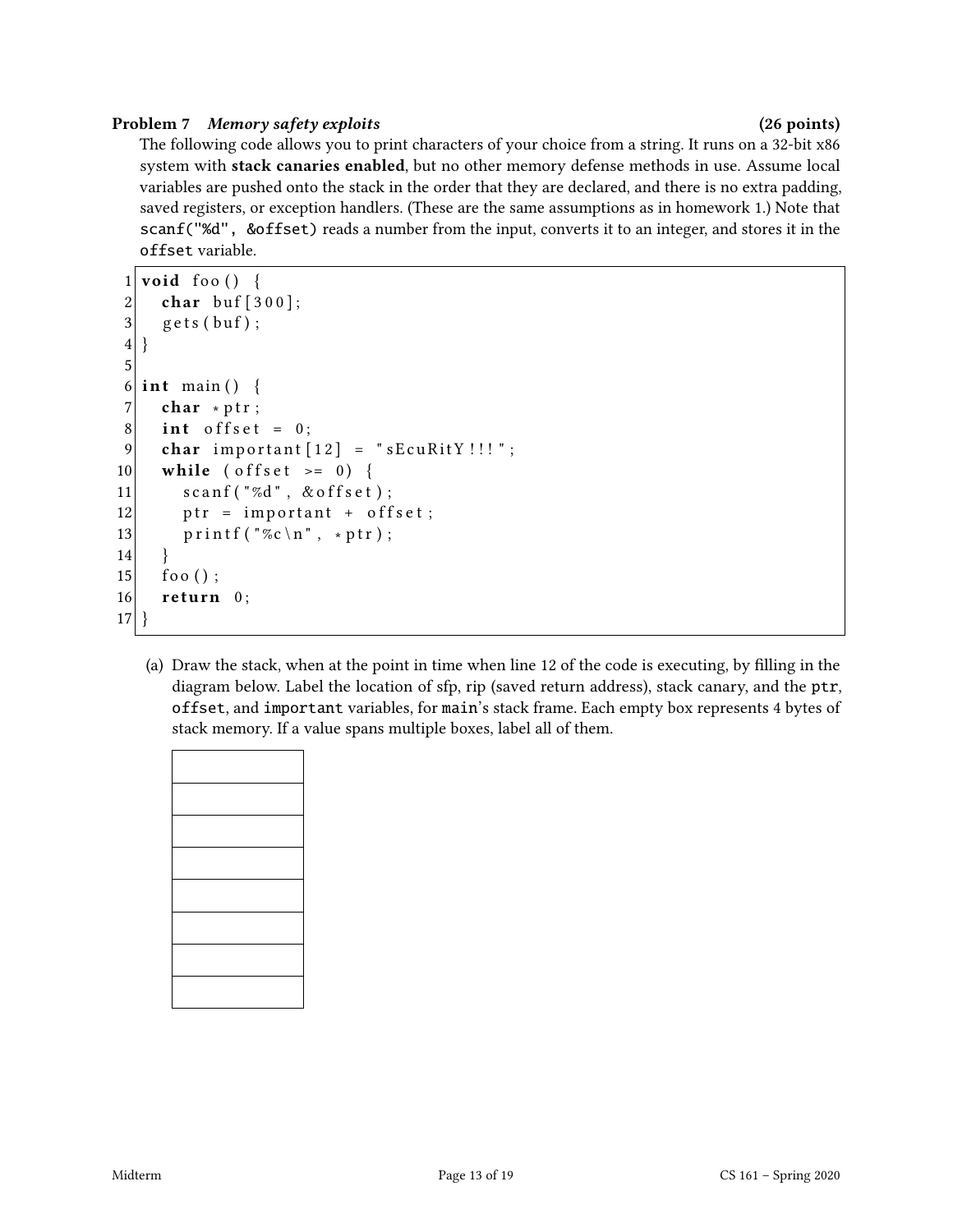**Problem 7** ***Memory safety exploits*** **(26 points)**

The following code allows you to print characters of your choice from a string. It runs on a 32-bit x86 system with **stack canaries enabled**, but no other memory defense methods in use. Assume local variables are pushed onto the stack in the order that they are declared, and there is no extra padding, saved registers, or exception handlers. (These are the same assumptions as in homework 1.) Note that `scanf("%d", &offset)` reads a number from the input, converts it to an integer, and stores it in the `offset` variable.

```
1  void foo() {
2    char buf[300];
3    gets(buf);
4  }
5
6  int main() {
7    char *ptr;
8    int offset = 0;
9    char important[12] = "sEcuRitY!!!";
10   while (offset >= 0) {
11     scanf("%d", &offset);
12     ptr = important + offset;
13     printf("%c\n", *ptr);
14   }
15   foo();
16   return 0;
17 }
```

(a) Draw the stack, when at the point in time when line 12 of the code is executing, by filling in the diagram below. Label the location of sfp, rip (saved return address), stack canary, and the `ptr`, `offset`, and `important` variables, for `main`'s stack frame. Each empty box represents 4 bytes of stack memory. If a value spans multiple boxes, label all of them.

|  |
|---|
|  |
|  |
|  |
|  |
|  |
|  |
|  |
|  |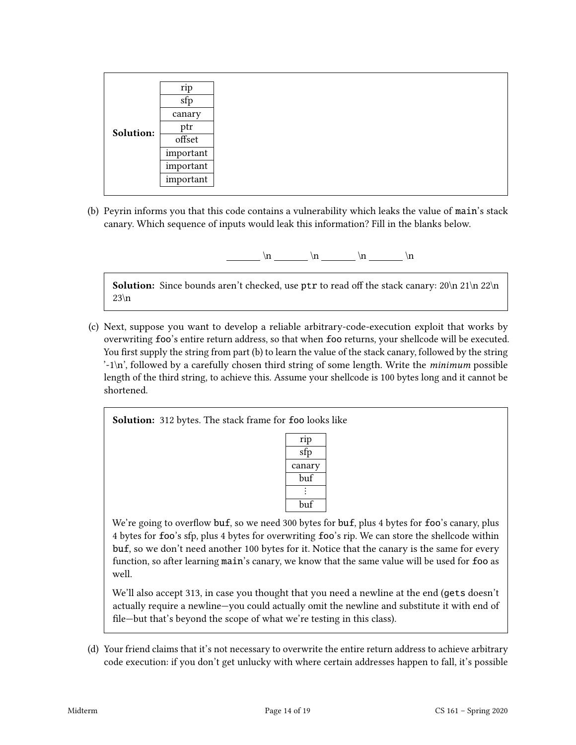**Solution:**

| rip |
|---|
| sfp |
| canary |
| ptr |
| offset |
| important |
| important |
| important |

(b) Peyrin informs you that this code contains a vulnerability which leaks the value of main's stack canary. Which sequence of inputs would leak this information? Fill in the blanks below.

_______ \n _______ \n _______ \n _______ \n

**Solution:** Since bounds aren't checked, use `ptr` to read off the stack canary: 20\n 21\n 22\n 23\n

(c) Next, suppose you want to develop a reliable arbitrary-code-execution exploit that works by overwriting `foo`'s entire return address, so that when `foo` returns, your shellcode will be executed. You first supply the string from part (b) to learn the value of the stack canary, followed by the string '-1\n', followed by a carefully chosen third string of some length. Write the *minimum* possible length of the third string, to achieve this. Assume your shellcode is 100 bytes long and it cannot be shortened.

**Solution:** 312 bytes. The stack frame for `foo` looks like

| rip |
|---|
| sfp |
| canary |
| buf |
| ⋮ |
| buf |

We're going to overflow `buf`, so we need 300 bytes for `buf`, plus 4 bytes for `foo`'s canary, plus 4 bytes for `foo`'s sfp, plus 4 bytes for overwriting `foo`'s rip. We can store the shellcode within `buf`, so we don't need another 100 bytes for it. Notice that the canary is the same for every function, so after learning `main`'s canary, we know that the same value will be used for `foo` as well.

We'll also accept 313, in case you thought that you need a newline at the end (`gets` doesn't actually require a newline—you could actually omit the newline and substitute it with end of file—but that's beyond the scope of what we're testing in this class).

(d) Your friend claims that it's not necessary to overwrite the entire return address to achieve arbitrary code execution: if you don't get unlucky with where certain addresses happen to fall, it's possible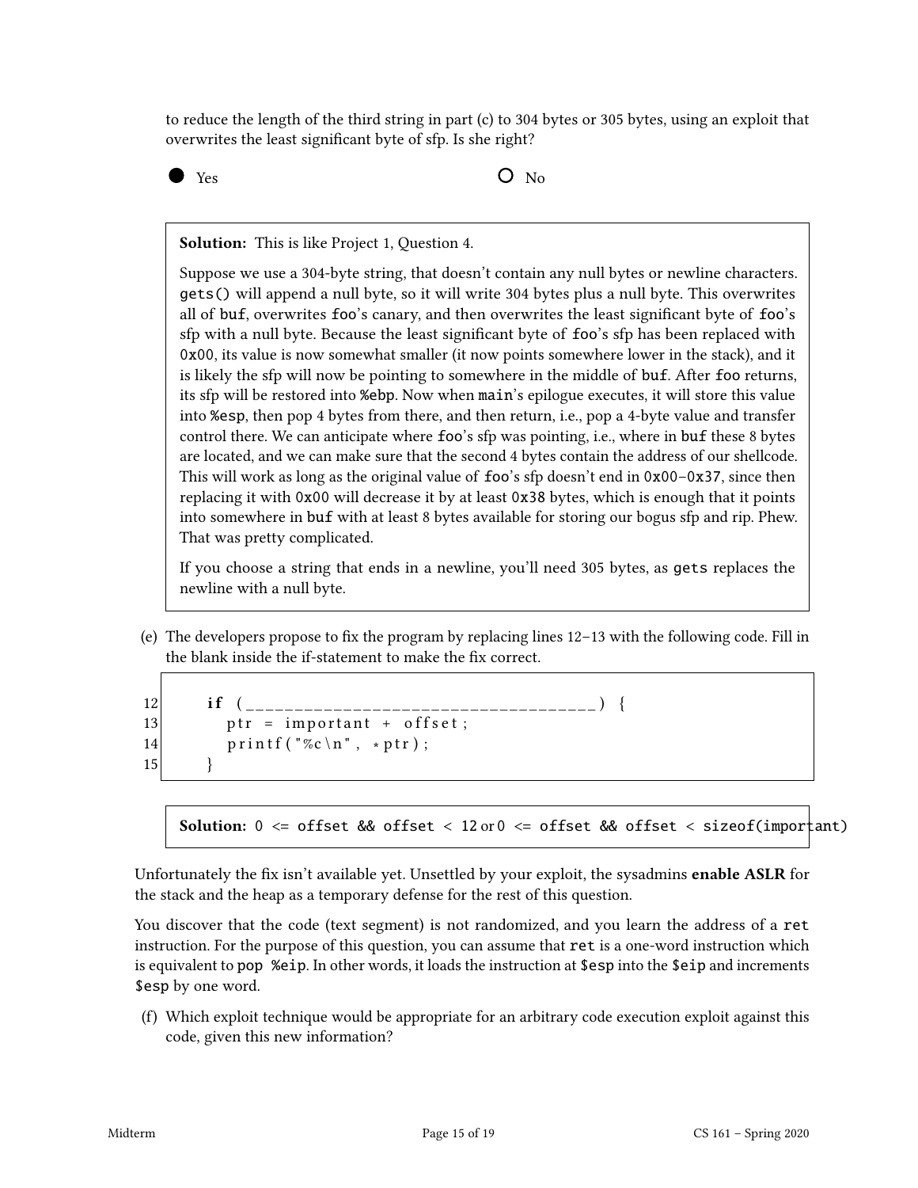to reduce the length of the third string in part (c) to 304 bytes or 305 bytes, using an exploit that overwrites the least significant byte of sfp. Is she right?

● Yes     ○ No

> **Solution:** This is like Project 1, Question 4.
>
> Suppose we use a 304-byte string, that doesn't contain any null bytes or newline characters. `gets()` will append a null byte, so it will write 304 bytes plus a null byte. This overwrites all of `buf`, overwrites `foo`'s canary, and then overwrites the least significant byte of `foo`'s sfp with a null byte. Because the least significant byte of `foo`'s sfp has been replaced with `0x00`, its value is now somewhat smaller (it now points somewhere lower in the stack), and it is likely the sfp will now be pointing to somewhere in the middle of `buf`. After `foo` returns, its sfp will be restored into `%ebp`. Now when `main`'s epilogue executes, it will store this value into `%esp`, then pop 4 bytes from there, and then return, i.e., pop a 4-byte value and transfer control there. We can anticipate where `foo`'s sfp was pointing, i.e., where in `buf` these 8 bytes are located, and we can make sure that the second 4 bytes contain the address of our shellcode. This will work as long as the original value of `foo`'s sfp doesn't end in `0x00`–`0x37`, since then replacing it with `0x00` will decrease it by at least `0x38` bytes, which is enough that it points into somewhere in `buf` with at least 8 bytes available for storing our bogus sfp and rip. Phew. That was pretty complicated.
>
> If you choose a string that ends in a newline, you'll need 305 bytes, as `gets` replaces the newline with a null byte.

(e) The developers propose to fix the program by replacing lines 12–13 with the following code. Fill in the blank inside the if-statement to make the fix correct.

```
12      if (____________________________________) {
13         ptr = important + offset;
14         printf("%c\n", *ptr);
15      }
```

> **Solution:** `0 <= offset && offset < 12` or `0 <= offset && offset < sizeof(important)`

Unfortunately the fix isn't available yet. Unsettled by your exploit, the sysadmins **enable ASLR** for the stack and the heap as a temporary defense for the rest of this question.

You discover that the code (text segment) is not randomized, and you learn the address of a `ret` instruction. For the purpose of this question, you can assume that `ret` is a one-word instruction which is equivalent to `pop %eip`. In other words, it loads the instruction at `$esp` into the `$eip` and increments `$esp` by one word.

(f) Which exploit technique would be appropriate for an arbitrary code execution exploit against this code, given this new information?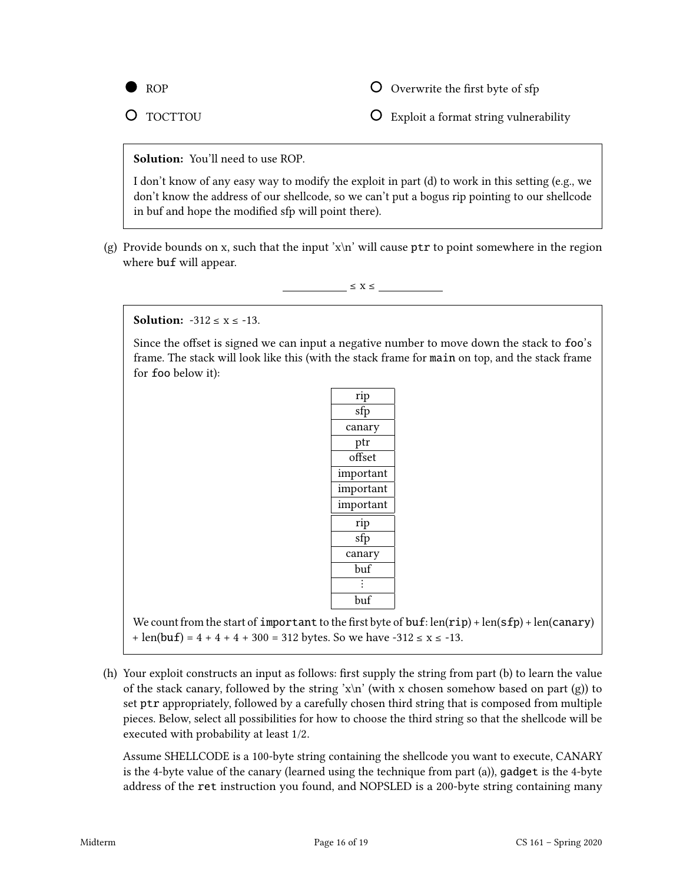- [x] ROP
- [ ] Overwrite the first byte of sfp
- [ ] TOCTTOU
- [ ] Exploit a format string vulnerability

> **Solution:** You'll need to use ROP.
>
> I don't know of any easy way to modify the exploit in part (d) to work in this setting (e.g., we don't know the address of our shellcode, so we can't put a bogus rip pointing to our shellcode in buf and hope the modified sfp will point there).

(g) Provide bounds on x, such that the input 'x\n' will cause `ptr` to point somewhere in the region where `buf` will appear.

\_\_\_\_\_\_\_\_\_\_ ≤ x ≤ \_\_\_\_\_\_\_\_\_\_

> **Solution:** -312 ≤ x ≤ -13.
>
> Since the offset is signed we can input a negative number to move down the stack to `foo`'s frame. The stack will look like this (with the stack frame for `main` on top, and the stack frame for `foo` below it):
>
> | |
> |---|
> | rip |
> | sfp |
> | canary |
> | ptr |
> | offset |
> | important |
> | important |
> | important |
> | rip |
> | sfp |
> | canary |
> | buf |
> | ⋮ |
> | buf |
>
> We count from the start of `important` to the first byte of `buf`: len(`rip`) + len(`sfp`) + len(`canary`) + len(`buf`) = 4 + 4 + 4 + 300 = 312 bytes. So we have -312 ≤ x ≤ -13.

(h) Your exploit constructs an input as follows: first supply the string from part (b) to learn the value of the stack canary, followed by the string 'x\n' (with x chosen somehow based on part (g)) to set `ptr` appropriately, followed by a carefully chosen third string that is composed from multiple pieces. Below, select all possibilities for how to choose the third string so that the shellcode will be executed with probability at least 1/2.

Assume SHELLCODE is a 100-byte string containing the shellcode you want to execute, CANARY is the 4-byte value of the canary (learned using the technique from part (a)), `gadget` is the 4-byte address of the `ret` instruction you found, and NOPSLED is a 200-byte string containing many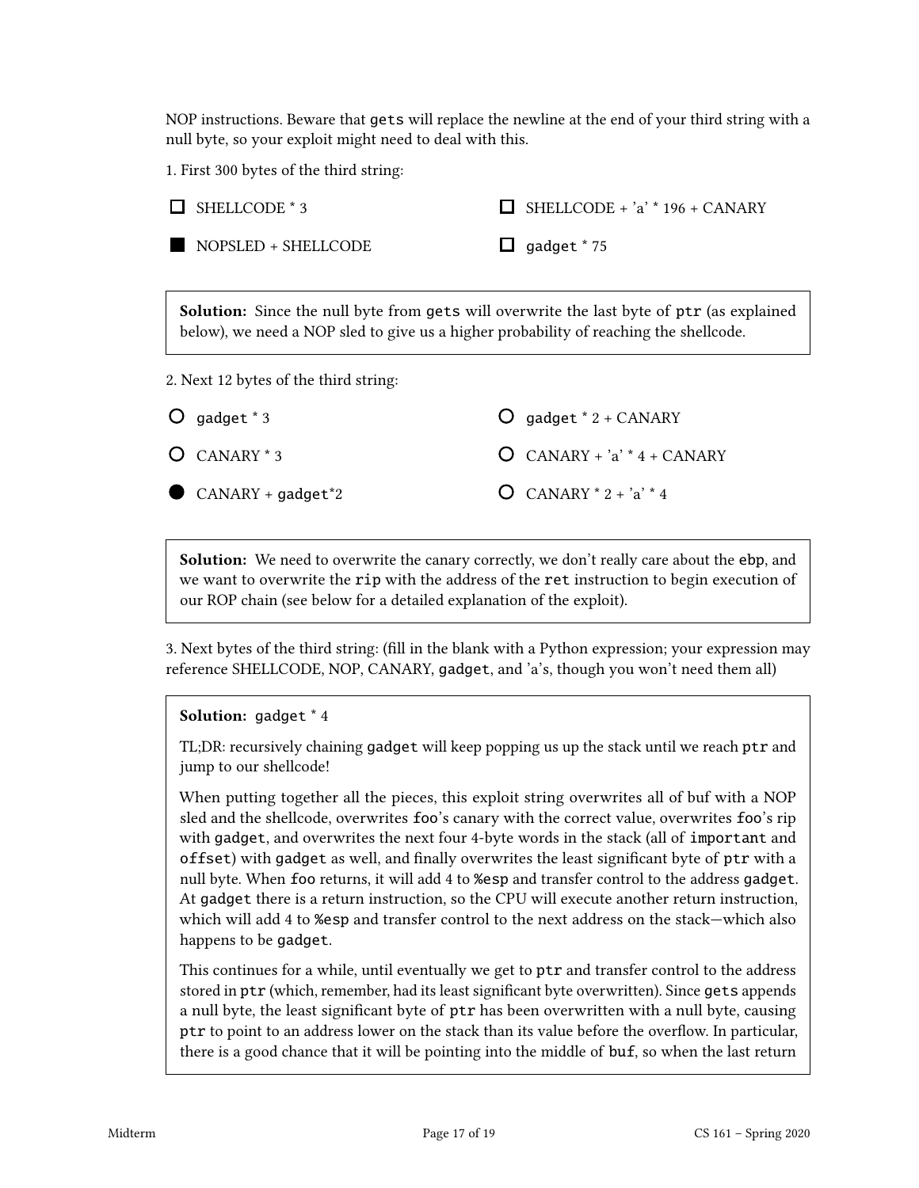NOP instructions. Beware that `gets` will replace the newline at the end of your third string with a null byte, so your exploit might need to deal with this.

1. First 300 bytes of the third string:

- ☐ SHELLCODE * 3
- ☐ SHELLCODE + 'a' * 196 + CANARY
- ■ NOPSLED + SHELLCODE
- ☐ `gadget` * 75

> **Solution:** Since the null byte from `gets` will overwrite the last byte of `ptr` (as explained below), we need a NOP sled to give us a higher probability of reaching the shellcode.

2. Next 12 bytes of the third string:

- ○ `gadget` * 3
- ○ `gadget` * 2 + CANARY
- ○ CANARY * 3
- ○ CANARY + 'a' * 4 + CANARY
- ● CANARY + `gadget`*2
- ○ CANARY * 2 + 'a' * 4

> **Solution:** We need to overwrite the canary correctly, we don't really care about the `ebp`, and we want to overwrite the `rip` with the address of the `ret` instruction to begin execution of our ROP chain (see below for a detailed explanation of the exploit).

3. Next bytes of the third string: (fill in the blank with a Python expression; your expression may reference SHELLCODE, NOP, CANARY, `gadget`, and 'a's, though you won't need them all)

> **Solution:** `gadget` * 4
>
> TL;DR: recursively chaining `gadget` will keep popping us up the stack until we reach `ptr` and jump to our shellcode!
>
> When putting together all the pieces, this exploit string overwrites all of buf with a NOP sled and the shellcode, overwrites `foo`'s canary with the correct value, overwrites `foo`'s rip with `gadget`, and overwrites the next four 4-byte words in the stack (all of `important` and `offset`) with `gadget` as well, and finally overwrites the least significant byte of `ptr` with a null byte. When `foo` returns, it will add 4 to `%esp` and transfer control to the address `gadget`. At `gadget` there is a return instruction, so the CPU will execute another return instruction, which will add 4 to `%esp` and transfer control to the next address on the stack—which also happens to be `gadget`.
>
> This continues for a while, until eventually we get to `ptr` and transfer control to the address stored in `ptr` (which, remember, had its least significant byte overwritten). Since `gets` appends a null byte, the least significant byte of `ptr` has been overwritten with a null byte, causing `ptr` to point to an address lower on the stack than its value before the overflow. In particular, there is a good chance that it will be pointing into the middle of `buf`, so when the last return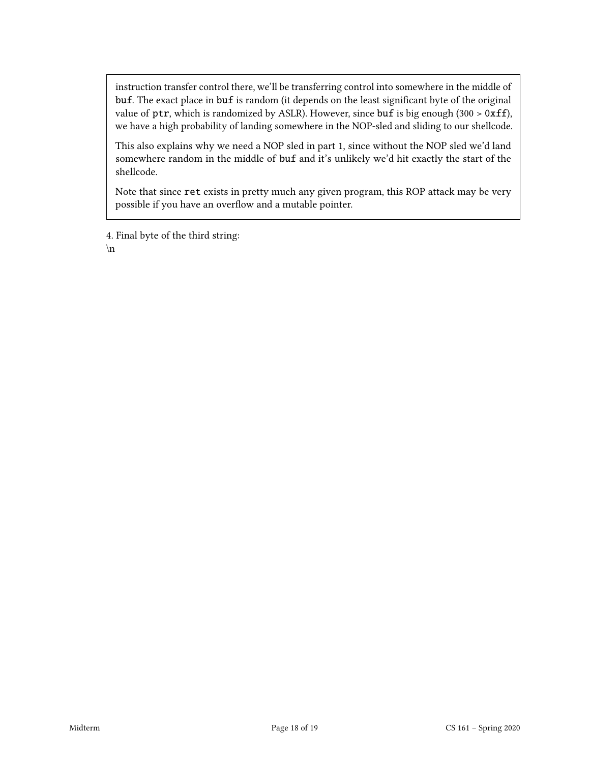instruction transfer control there, we'll be transferring control into somewhere in the middle of `buf`. The exact place in `buf` is random (it depends on the least significant byte of the original value of `ptr`, which is randomized by ASLR). However, since `buf` is big enough (300 > `0xff`), we have a high probability of landing somewhere in the NOP-sled and sliding to our shellcode.

This also explains why we need a NOP sled in part 1, since without the NOP sled we'd land somewhere random in the middle of `buf` and it's unlikely we'd hit exactly the start of the shellcode.

Note that since `ret` exists in pretty much any given program, this ROP attack may be very possible if you have an overflow and a mutable pointer.

4. Final byte of the third string:
\n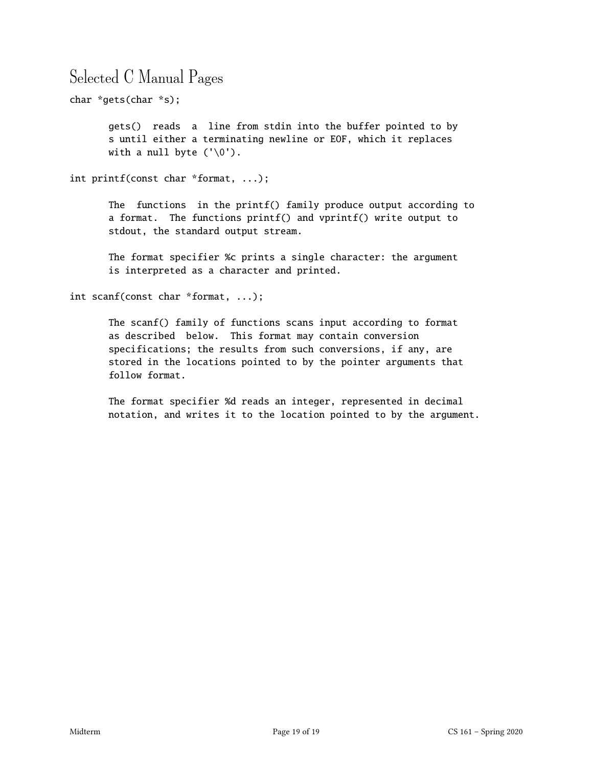# Selected C Manual Pages

```
char *gets(char *s);

       gets()  reads  a  line from stdin into the buffer pointed to by
       s until either a terminating newline or EOF, which it replaces
       with a null byte ('\0').

int printf(const char *format, ...);

       The  functions  in the printf() family produce output according to
       a format.  The functions printf() and vprintf() write output to
       stdout, the standard output stream.

       The format specifier %c prints a single character: the argument
       is interpreted as a character and printed.

int scanf(const char *format, ...);

       The scanf() family of functions scans input according to format
       as described  below.  This format may contain conversion
       specifications; the results from such conversions, if any, are
       stored in the locations pointed to by the pointer arguments that
       follow format.

       The format specifier %d reads an integer, represented in decimal
       notation, and writes it to the location pointed to by the argument.
```